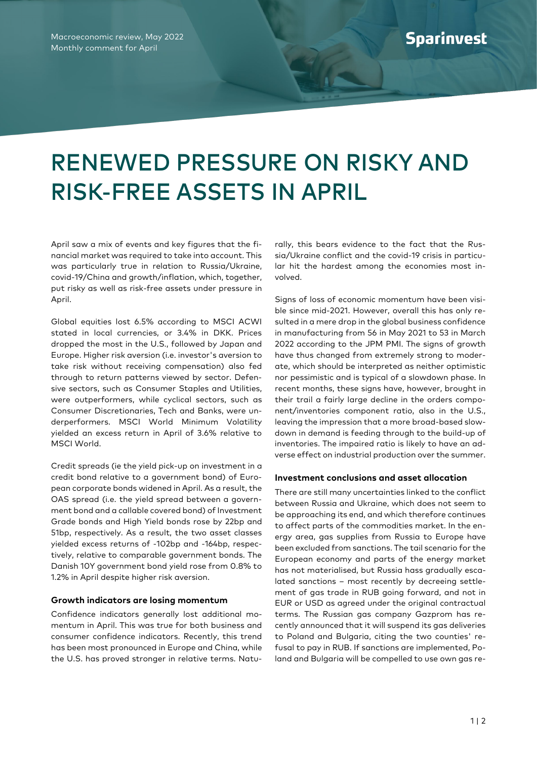Macroeconomic review, May 2022
Monthly comment for April

# RENEWED PRESSURE ON RISKY AND RISK-FREE ASSETS IN APRIL

April saw a mix of events and key figures that the financial market was required to take into account. This was particularly true in relation to Russia/Ukraine, covid-19/China and growth/inflation, which, together, put risky as well as risk-free assets under pressure in April.

Global equities lost 6.5% according to MSCI ACWI stated in local currencies, or 3.4% in DKK. Prices dropped the most in the U.S., followed by Japan and Europe. Higher risk aversion (i.e. investor's aversion to take risk without receiving compensation) also fed through to return patterns viewed by sector. Defensive sectors, such as Consumer Staples and Utilities, were outperformers, while cyclical sectors, such as Consumer Discretionaries, Tech and Banks, were underperformers. MSCI World Minimum Volatility yielded an excess return in April of 3.6% relative to MSCI World.

Credit spreads (ie the yield pick-up on investment in a credit bond relative to a government bond) of European corporate bonds widened in April. As a result, the OAS spread (i.e. the yield spread between a government bond and a callable covered bond) of Investment Grade bonds and High Yield bonds rose by 22bp and 51bp, respectively. As a result, the two asset classes yielded excess returns of -102bp and -164bp, respectively, relative to comparable government bonds. The Danish 10Y government bond yield rose from 0.8% to 1.2% in April despite higher risk aversion.

### Growth indicators are losing momentum

Confidence indicators generally lost additional momentum in April. This was true for both business and consumer confidence indicators. Recently, this trend has been most pronounced in Europe and China, while the U.S. has proved stronger in relative terms. Naturally, this bears evidence to the fact that the Russia/Ukraine conflict and the covid-19 crisis in particular hit the hardest among the economies most involved.

Signs of loss of economic momentum have been visible since mid-2021. However, overall this has only resulted in a mere drop in the global business confidence in manufacturing from 56 in May 2021 to 53 in March 2022 according to the JPM PMI. The signs of growth have thus changed from extremely strong to moderate, which should be interpreted as neither optimistic nor pessimistic and is typical of a slowdown phase. In recent months, these signs have, however, brought in their trail a fairly large decline in the orders component/inventories component ratio, also in the U.S., leaving the impression that a more broad-based slowdown in demand is feeding through to the build-up of inventories. The impaired ratio is likely to have an adverse effect on industrial production over the summer.

### Investment conclusions and asset allocation

There are still many uncertainties linked to the conflict between Russia and Ukraine, which does not seem to be approaching its end, and which therefore continues to affect parts of the commodities market. In the energy area, gas supplies from Russia to Europe have been excluded from sanctions. The tail scenario for the European economy and parts of the energy market has not materialised, but Russia hass gradually escalated sanctions – most recently by decreeing settlement of gas trade in RUB going forward, and not in EUR or USD as agreed under the original contractual terms. The Russian gas company Gazprom has recently announced that it will suspend its gas deliveries to Poland and Bulgaria, citing the two counties' refusal to pay in RUB. If sanctions are implemented, Poland and Bulgaria will be compelled to use own gas re-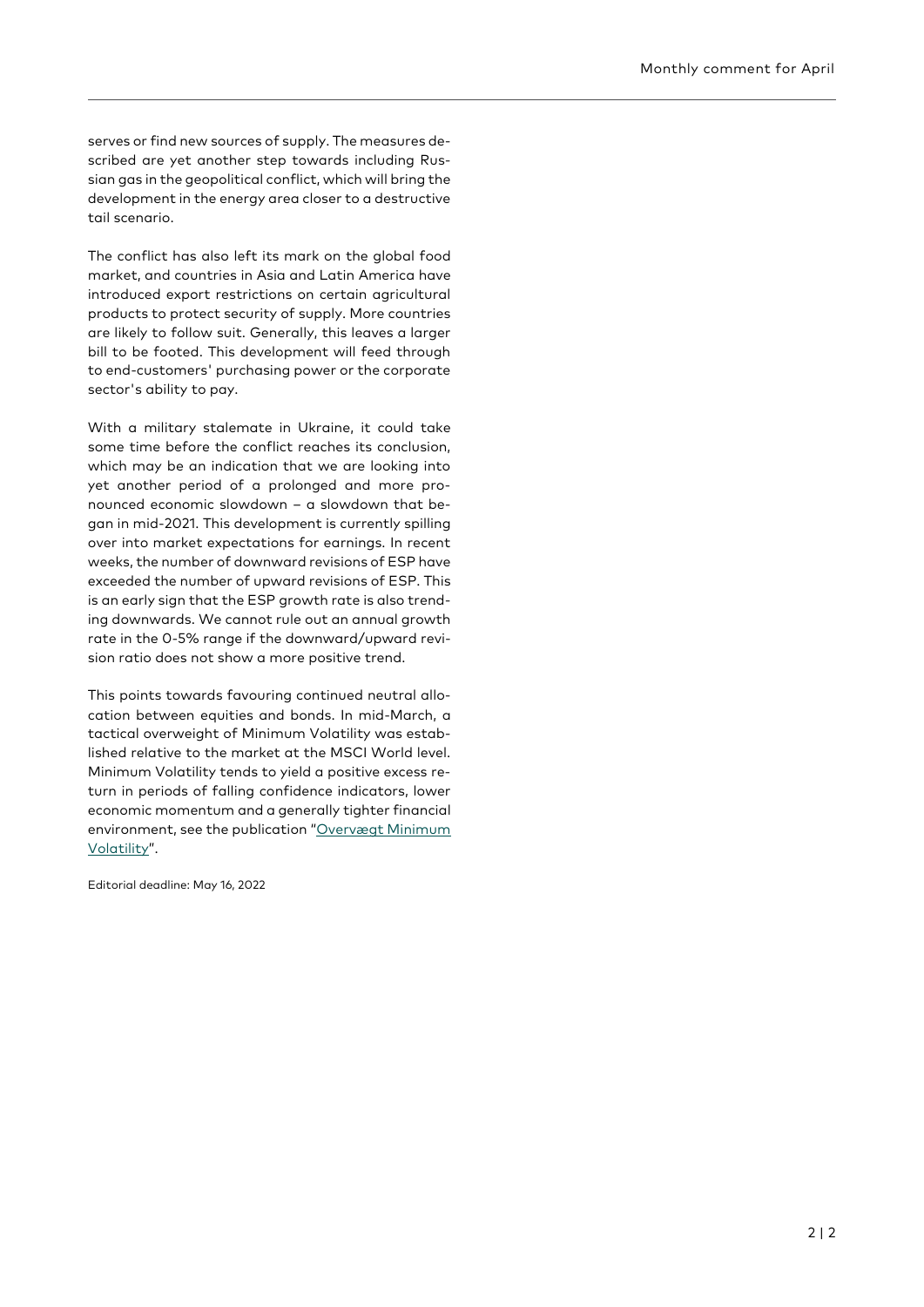serves or find new sources of supply. The measures described are yet another step towards including Russian gas in the geopolitical conflict, which will bring the development in the energy area closer to a destructive tail scenario.

The conflict has also left its mark on the global food market, and countries in Asia and Latin America have introduced export restrictions on certain agricultural products to protect security of supply. More countries are likely to follow suit. Generally, this leaves a larger bill to be footed. This development will feed through to end-customers' purchasing power or the corporate sector's ability to pay.

With a military stalemate in Ukraine, it could take some time before the conflict reaches its conclusion, which may be an indication that we are looking into yet another period of a prolonged and more pronounced economic slowdown – a slowdown that began in mid-2021. This development is currently spilling over into market expectations for earnings. In recent weeks, the number of downward revisions of ESP have exceeded the number of upward revisions of ESP. This is an early sign that the ESP growth rate is also trending downwards. We cannot rule out an annual growth rate in the 0-5% range if the downward/upward revision ratio does not show a more positive trend.

This points towards favouring continued neutral allocation between equities and bonds. In mid-March, a tactical overweight of Minimum Volatility was established relative to the market at the MSCI World level. Minimum Volatility tends to yield a positive excess return in periods of falling confidence indicators, lower economic momentum and a generally tighter financial environment, see the publication "Overvægt Minimum Volatility".

Editorial deadline: May 16, 2022